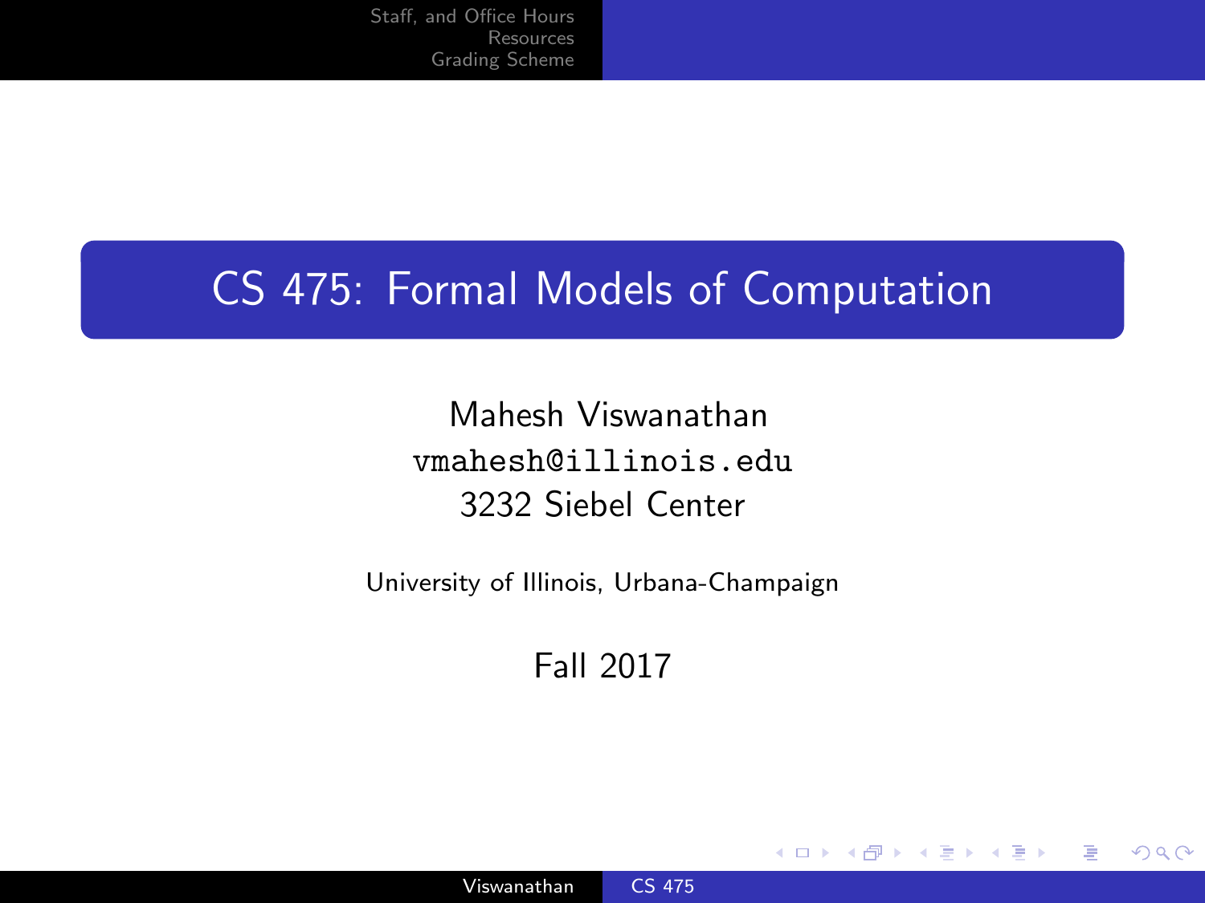# CS 475: Formal Models of Computation

Mahesh Viswanathan
vmahesh@illinois.edu
3232 Siebel Center

University of Illinois, Urbana-Champaign

Fall 2017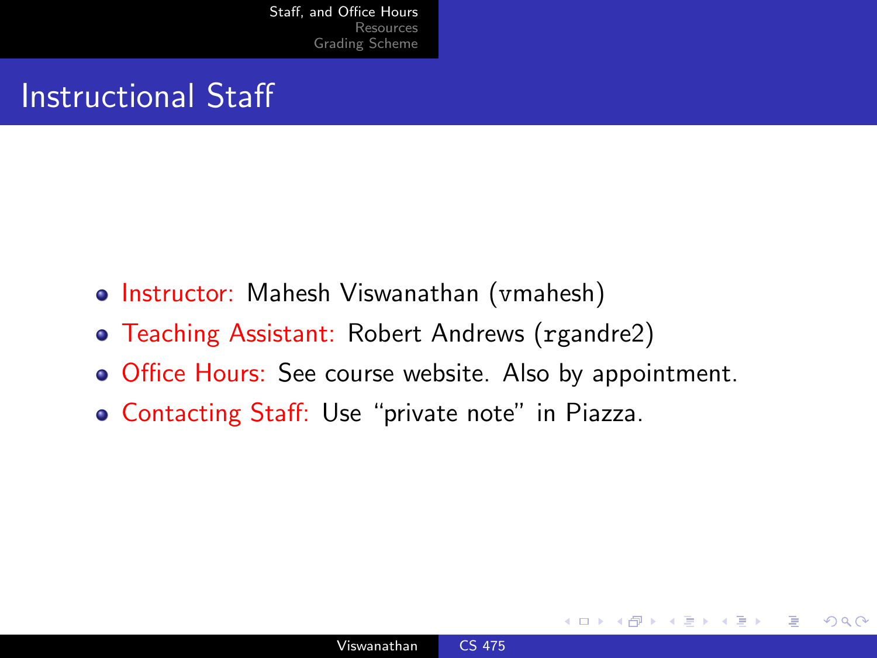# Instructional Staff

- Instructor: Mahesh Viswanathan (`vmahesh`)
- Teaching Assistant: Robert Andrews (`rgandre2`)
- Office Hours: See course website. Also by appointment.
- Contacting Staff: Use "private note" in Piazza.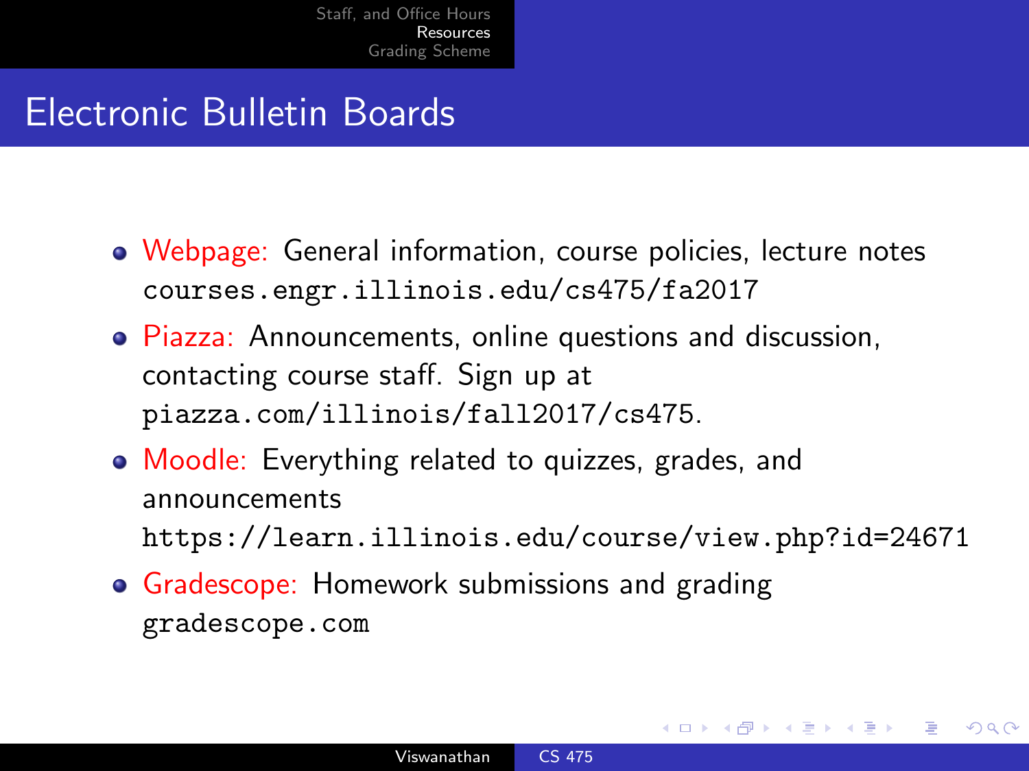# Electronic Bulletin Boards

- Webpage: General information, course policies, lecture notes
  `courses.engr.illinois.edu/cs475/fa2017`
- Piazza: Announcements, online questions and discussion, contacting course staff. Sign up at
  `piazza.com/illinois/fall2017/cs475`.
- Moodle: Everything related to quizzes, grades, and announcements
  `https://learn.illinois.edu/course/view.php?id=24671`
- Gradescope: Homework submissions and grading
  `gradescope.com`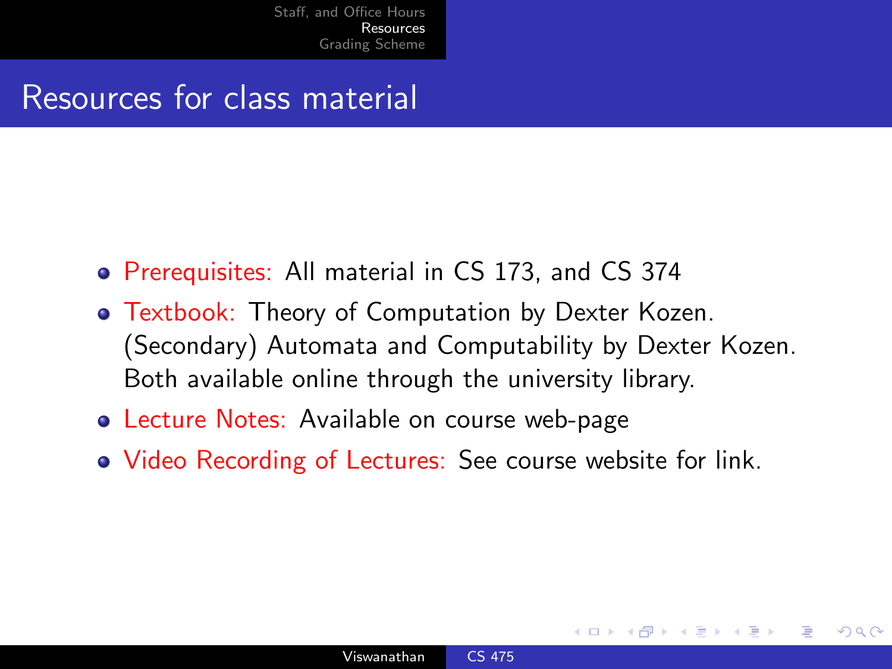# Resources for class material

- Prerequisites: All material in CS 173, and CS 374
- Textbook: Theory of Computation by Dexter Kozen. (Secondary) Automata and Computability by Dexter Kozen. Both available online through the university library.
- Lecture Notes: Available on course web-page
- Video Recording of Lectures: See course website for link.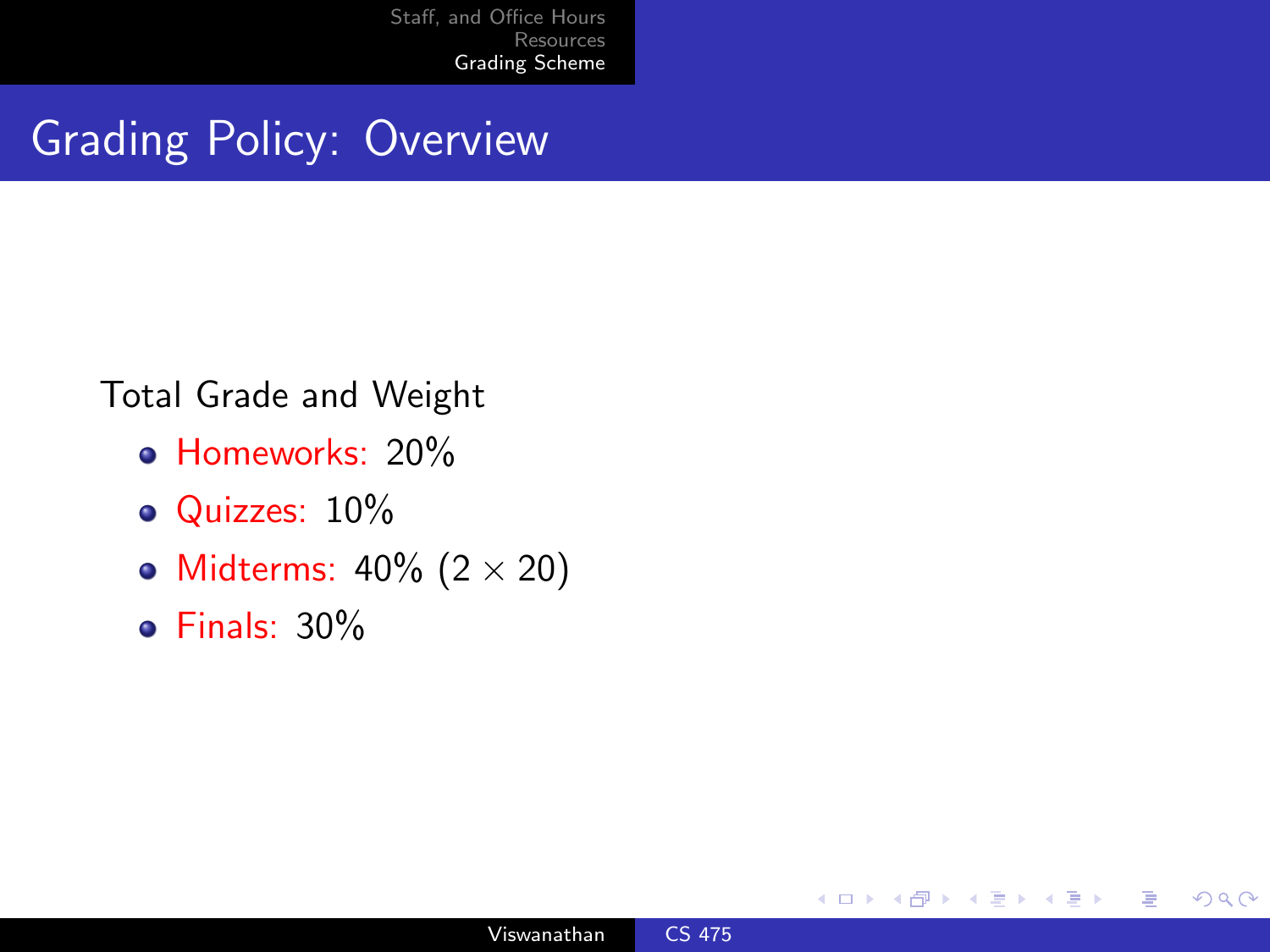# Grading Policy: Overview

Total Grade and Weight

- Homeworks: 20%
- Quizzes: 10%
- Midterms: 40% ($2 \times 20$)
- Finals: 30%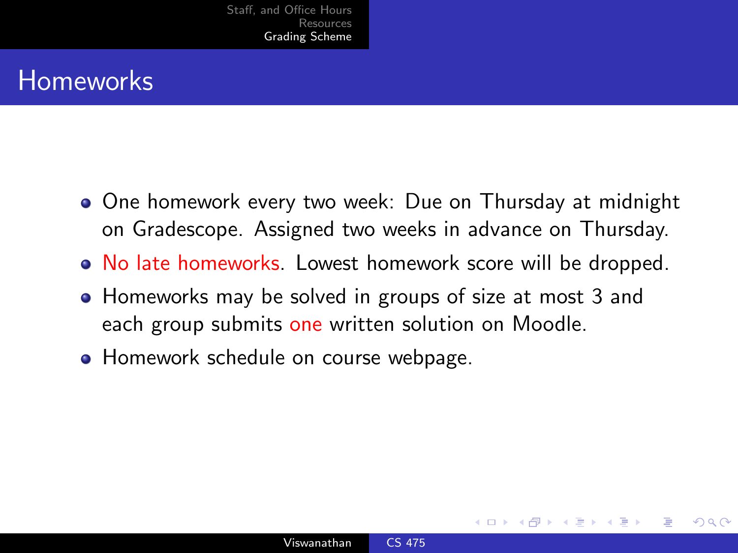# Homeworks

- One homework every two week: Due on Thursday at midnight on Gradescope. Assigned two weeks in advance on Thursday.
- No late homeworks. Lowest homework score will be dropped.
- Homeworks may be solved in groups of size at most 3 and each group submits one written solution on Moodle.
- Homework schedule on course webpage.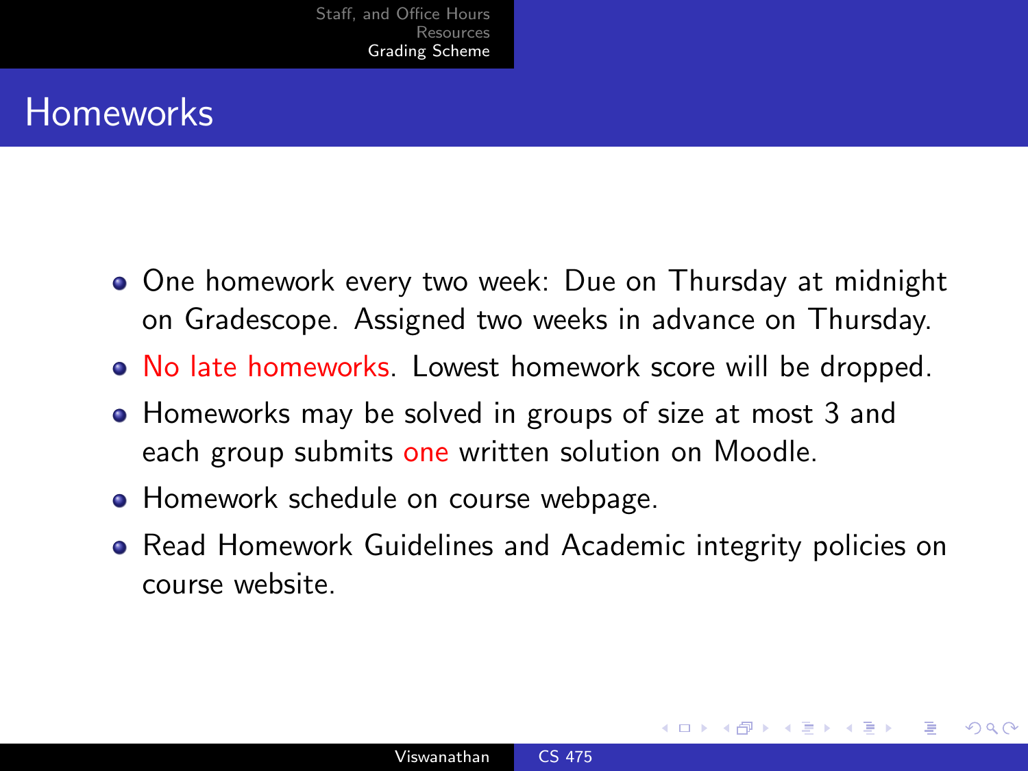# Homeworks

- One homework every two week: Due on Thursday at midnight on Gradescope. Assigned two weeks in advance on Thursday.
- No late homeworks. Lowest homework score will be dropped.
- Homeworks may be solved in groups of size at most 3 and each group submits one written solution on Moodle.
- Homework schedule on course webpage.
- Read Homework Guidelines and Academic integrity policies on course website.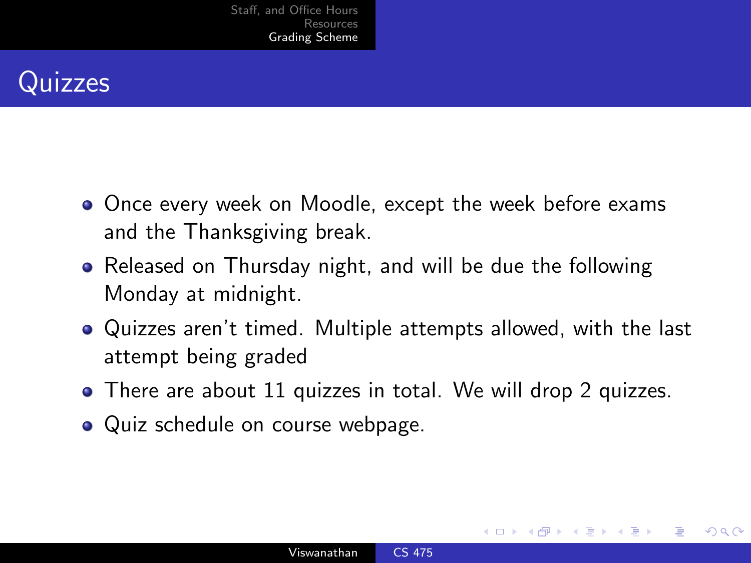# Quizzes

- Once every week on Moodle, except the week before exams and the Thanksgiving break.
- Released on Thursday night, and will be due the following Monday at midnight.
- Quizzes aren't timed. Multiple attempts allowed, with the last attempt being graded
- There are about 11 quizzes in total. We will drop 2 quizzes.
- Quiz schedule on course webpage.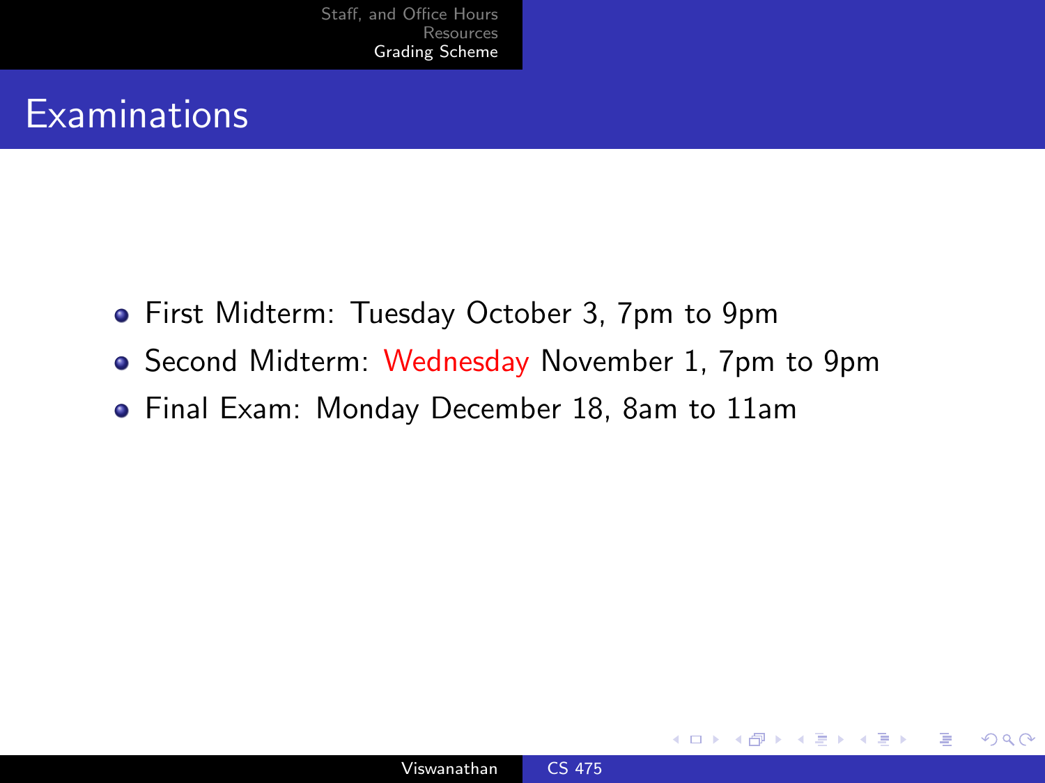# Examinations

- First Midterm: Tuesday October 3, 7pm to 9pm
- Second Midterm: Wednesday November 1, 7pm to 9pm
- Final Exam: Monday December 18, 8am to 11am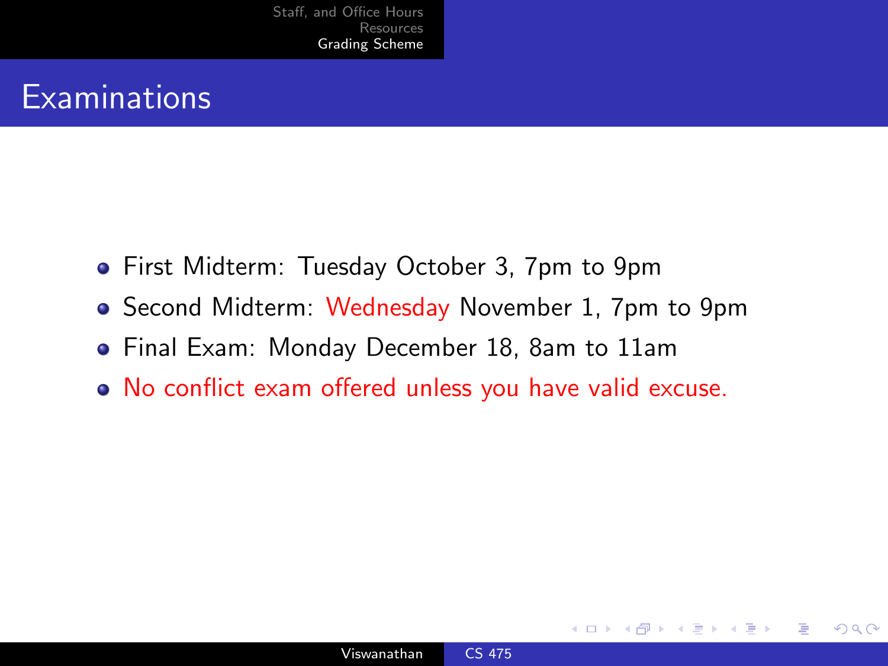# Examinations

- First Midterm: Tuesday October 3, 7pm to 9pm
- Second Midterm: Wednesday November 1, 7pm to 9pm
- Final Exam: Monday December 18, 8am to 11am
- No conflict exam offered unless you have valid excuse.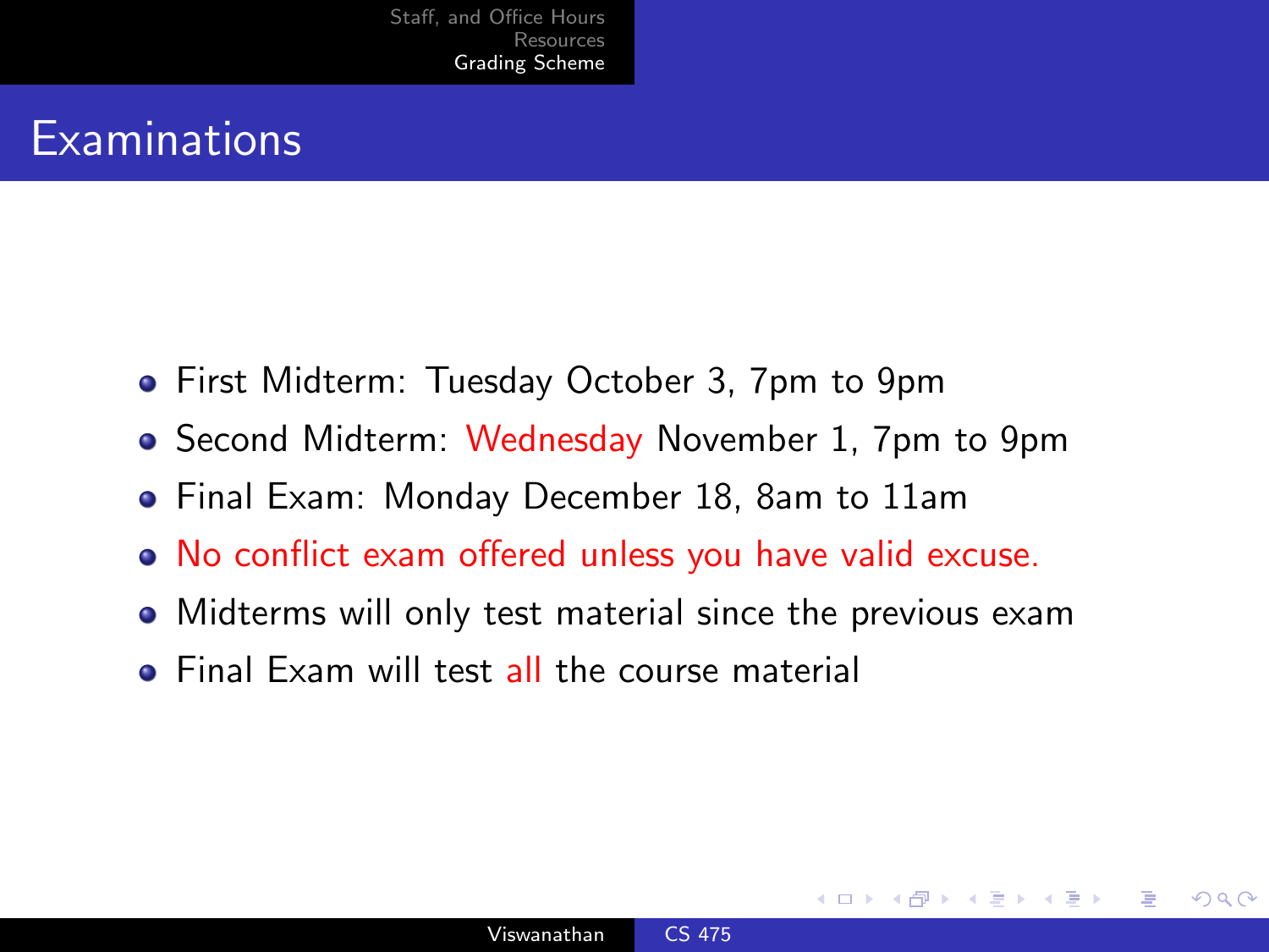# Examinations

- First Midterm: Tuesday October 3, 7pm to 9pm
- Second Midterm: Wednesday November 1, 7pm to 9pm
- Final Exam: Monday December 18, 8am to 11am
- No conflict exam offered unless you have valid excuse.
- Midterms will only test material since the previous exam
- Final Exam will test all the course material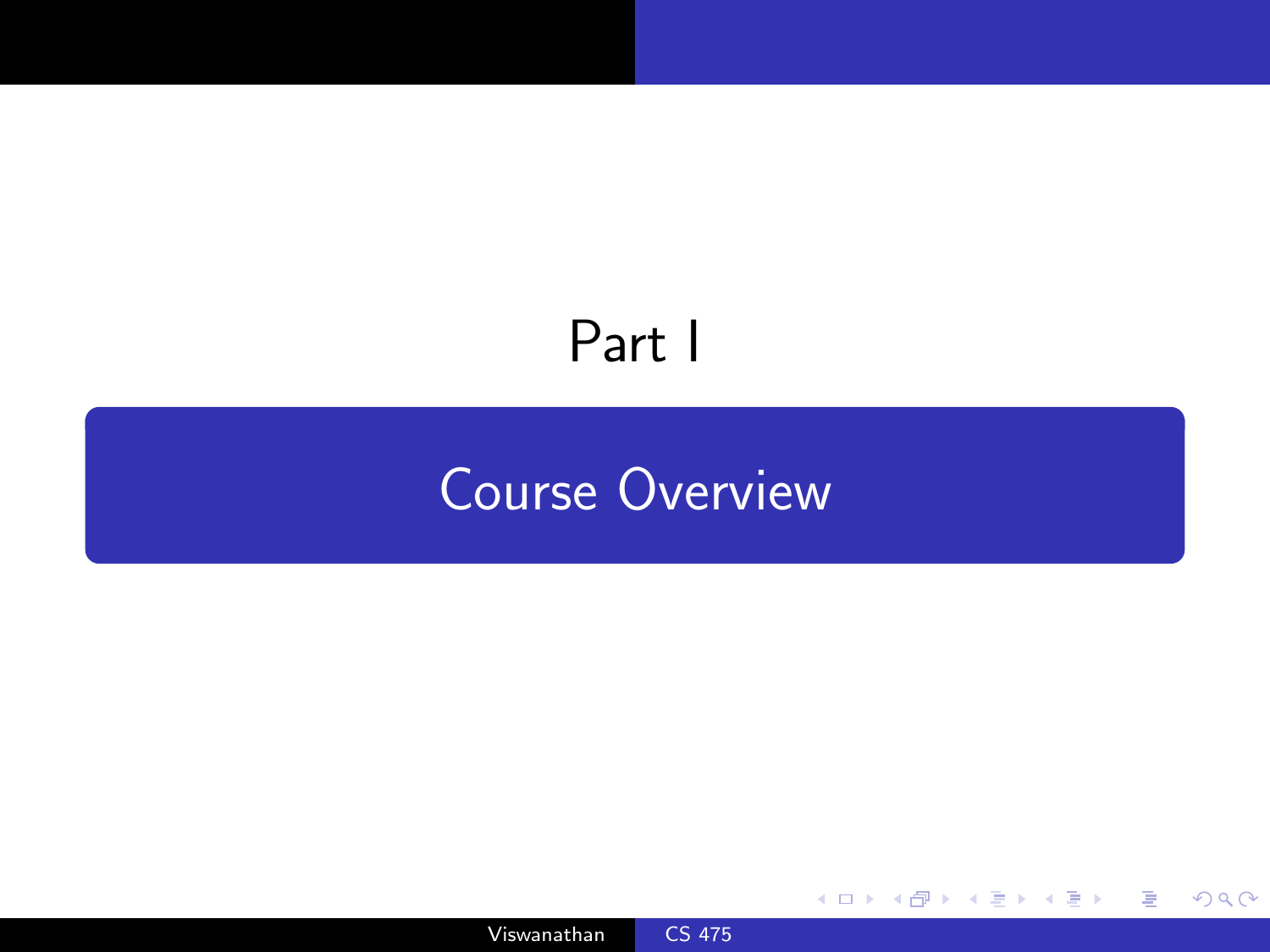# Part I

## Course Overview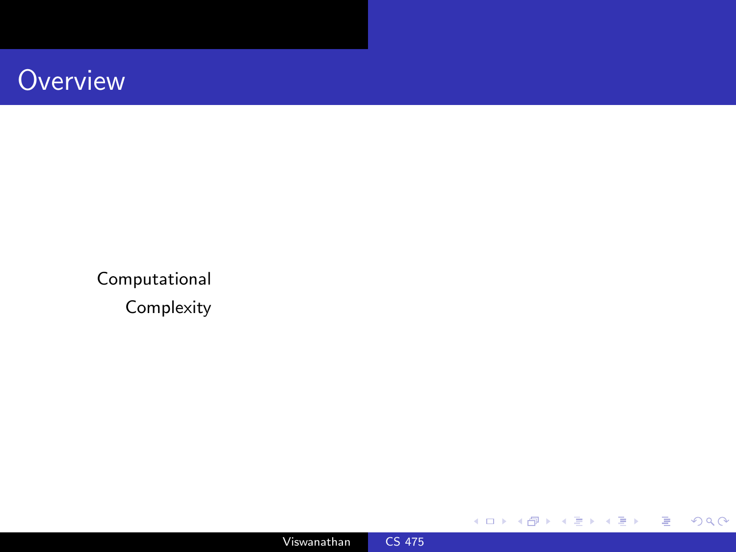# Overview

Computational Complexity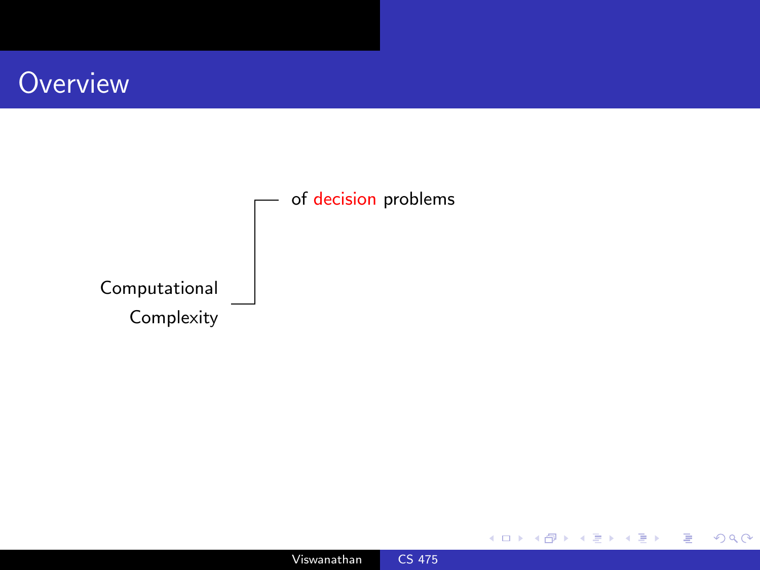# Overview

Computational Complexity — of decision problems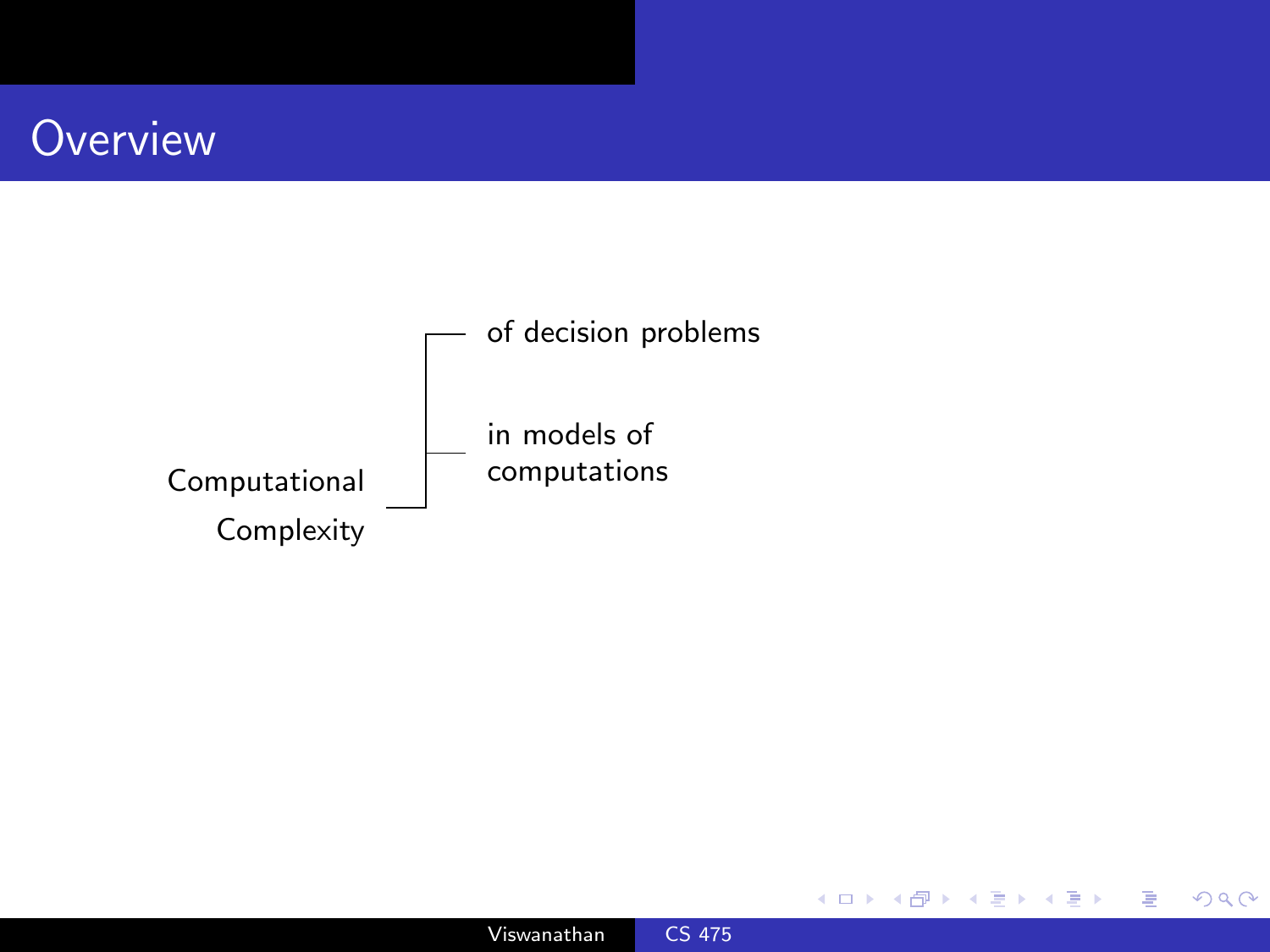# Overview

Computational Complexity

- of decision problems
- in models of computations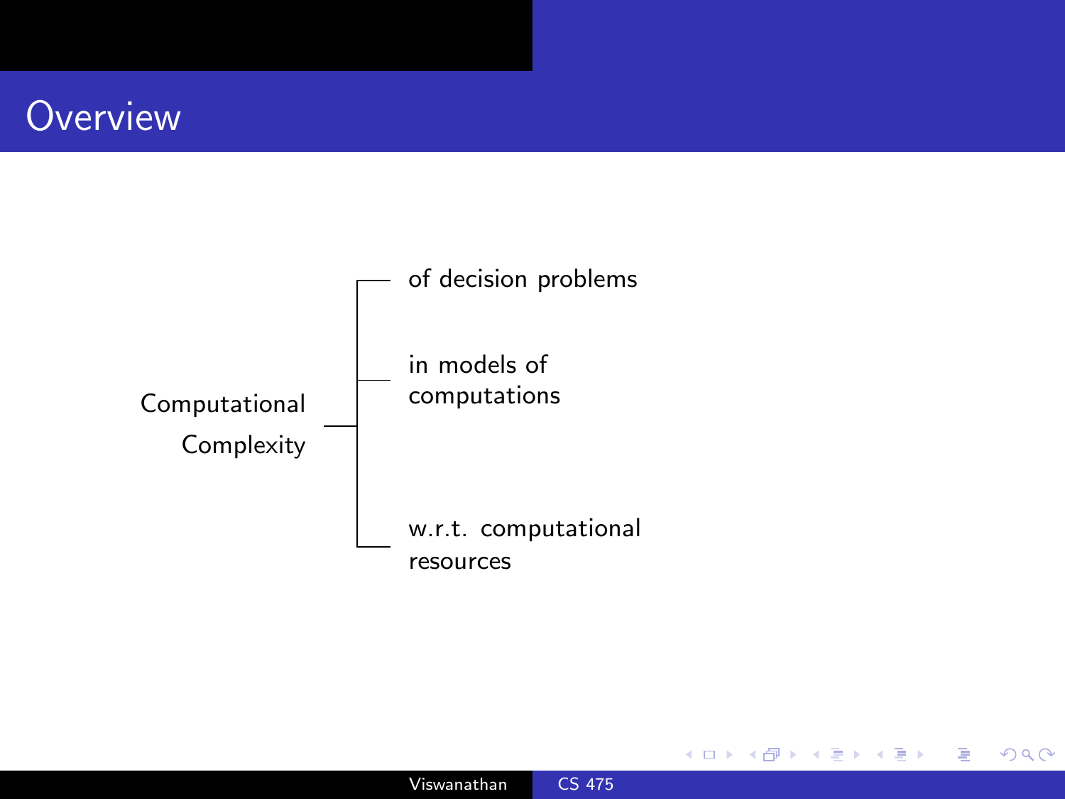# Overview

Computational Complexity

- of decision problems
- in models of computations
- w.r.t. computational resources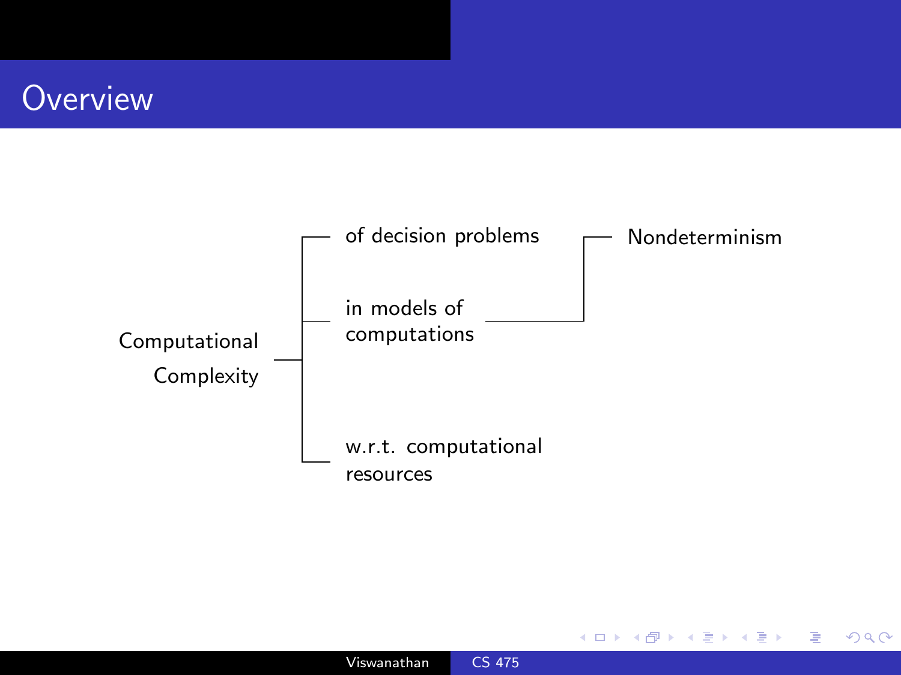# Overview

- Computational Complexity
  - of decision problems
  - in models of computations
    - Nondeterminism
  - w.r.t. computational resources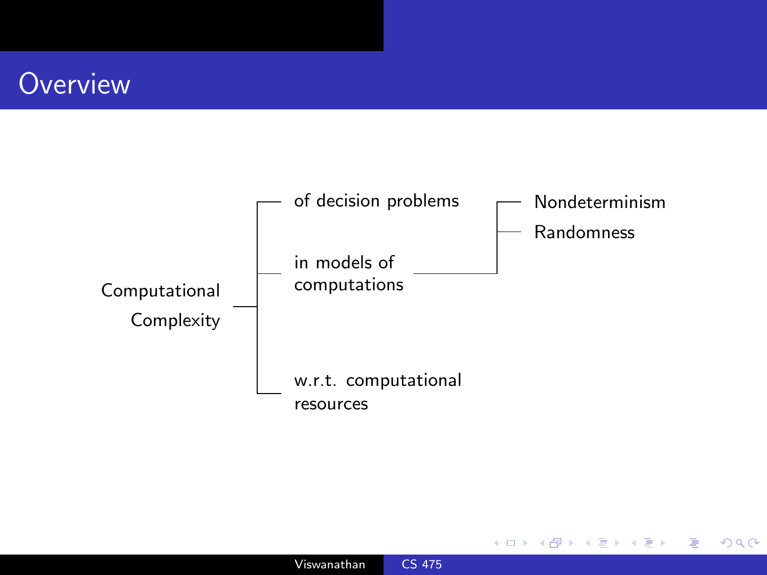# Overview

- Computational Complexity
  - of decision problems
  - in models of computations
    - Nondeterminism
    - Randomness
  - w.r.t. computational resources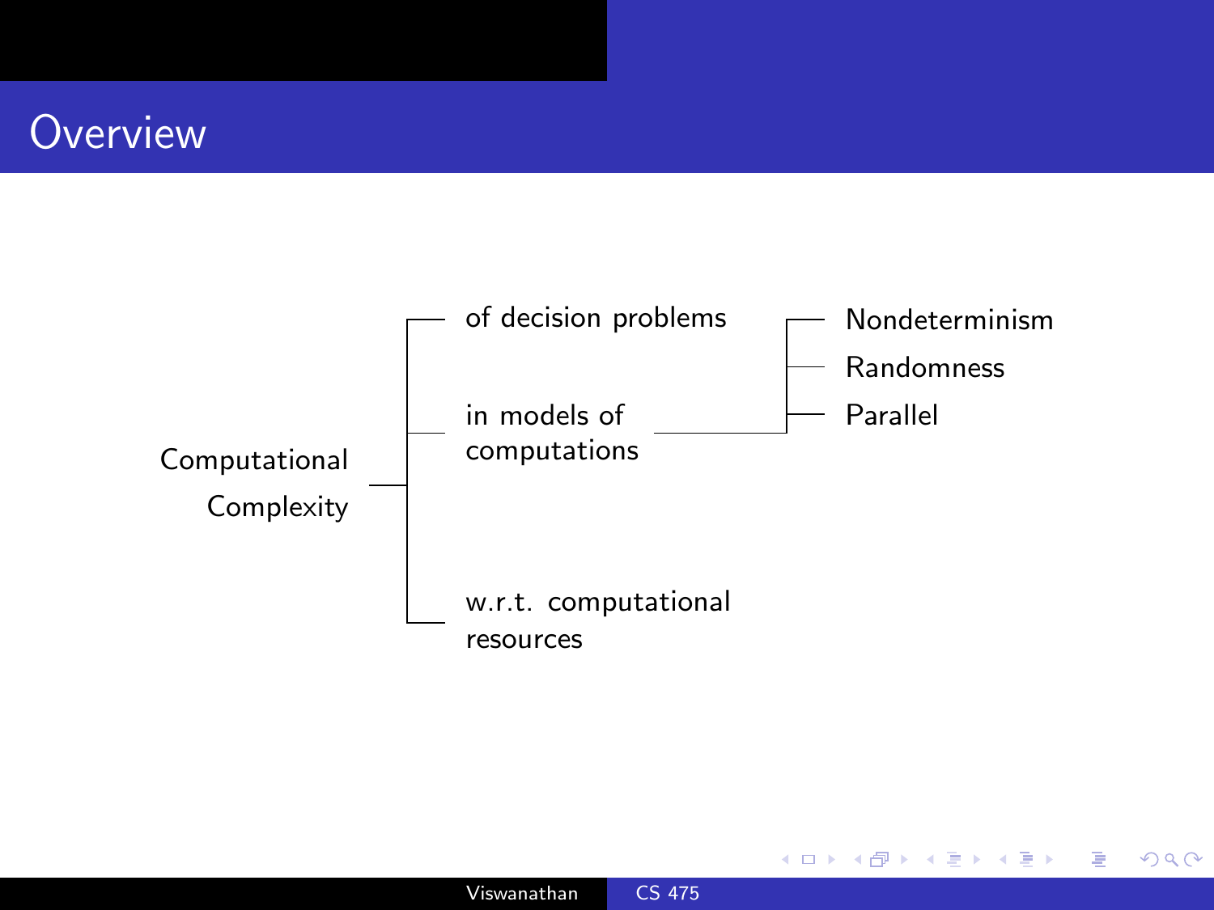# Overview

- Computational Complexity
  - of decision problems
  - in models of computations
    - Nondeterminism
    - Randomness
    - Parallel
  - w.r.t. computational resources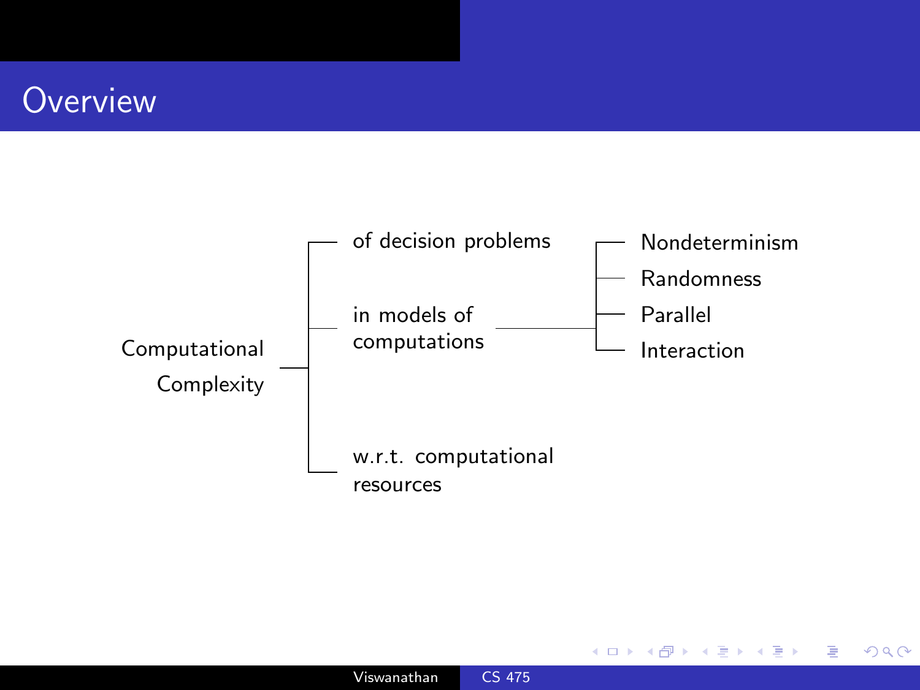# Overview

- Computational Complexity
  - of decision problems
  - in models of computations
    - Nondeterminism
    - Randomness
    - Parallel
    - Interaction
  - w.r.t. computational resources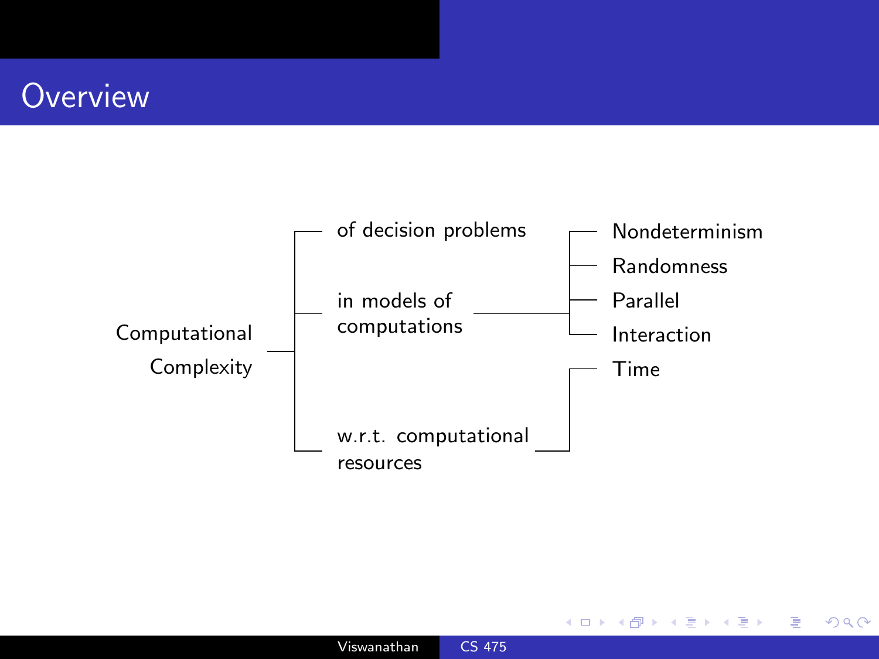# Overview

- Computational Complexity
  - of decision problems
  - in models of computations
    - Nondeterminism
    - Randomness
    - Parallel
    - Interaction
  - w.r.t. computational resources
    - Time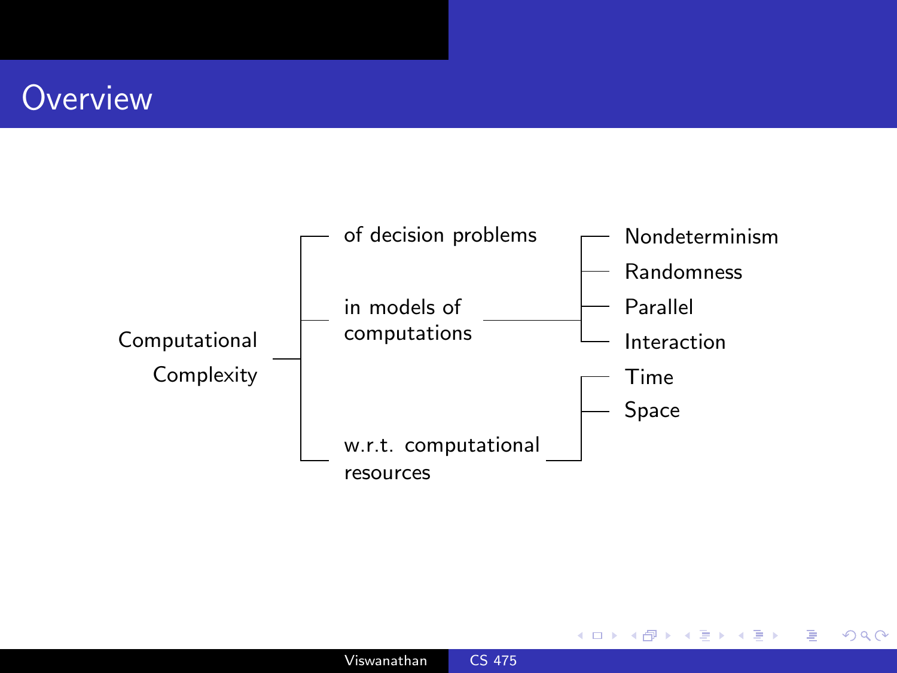# Overview

- Computational Complexity
  - of decision problems
  - in models of computations
    - Nondeterminism
    - Randomness
    - Parallel
    - Interaction
  - w.r.t. computational resources
    - Time
    - Space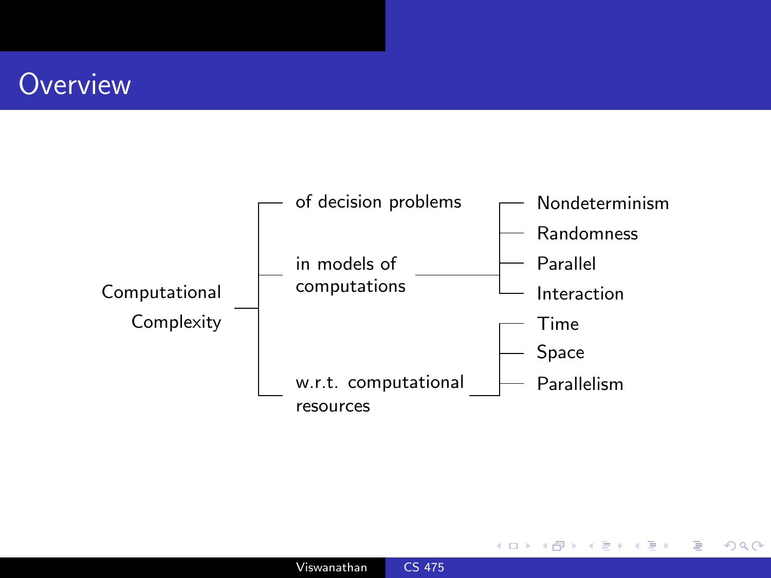# Overview

- Computational Complexity
  - of decision problems
  - in models of computations
    - Nondeterminism
    - Randomness
    - Parallel
    - Interaction
  - w.r.t. computational resources
    - Time
    - Space
    - Parallelism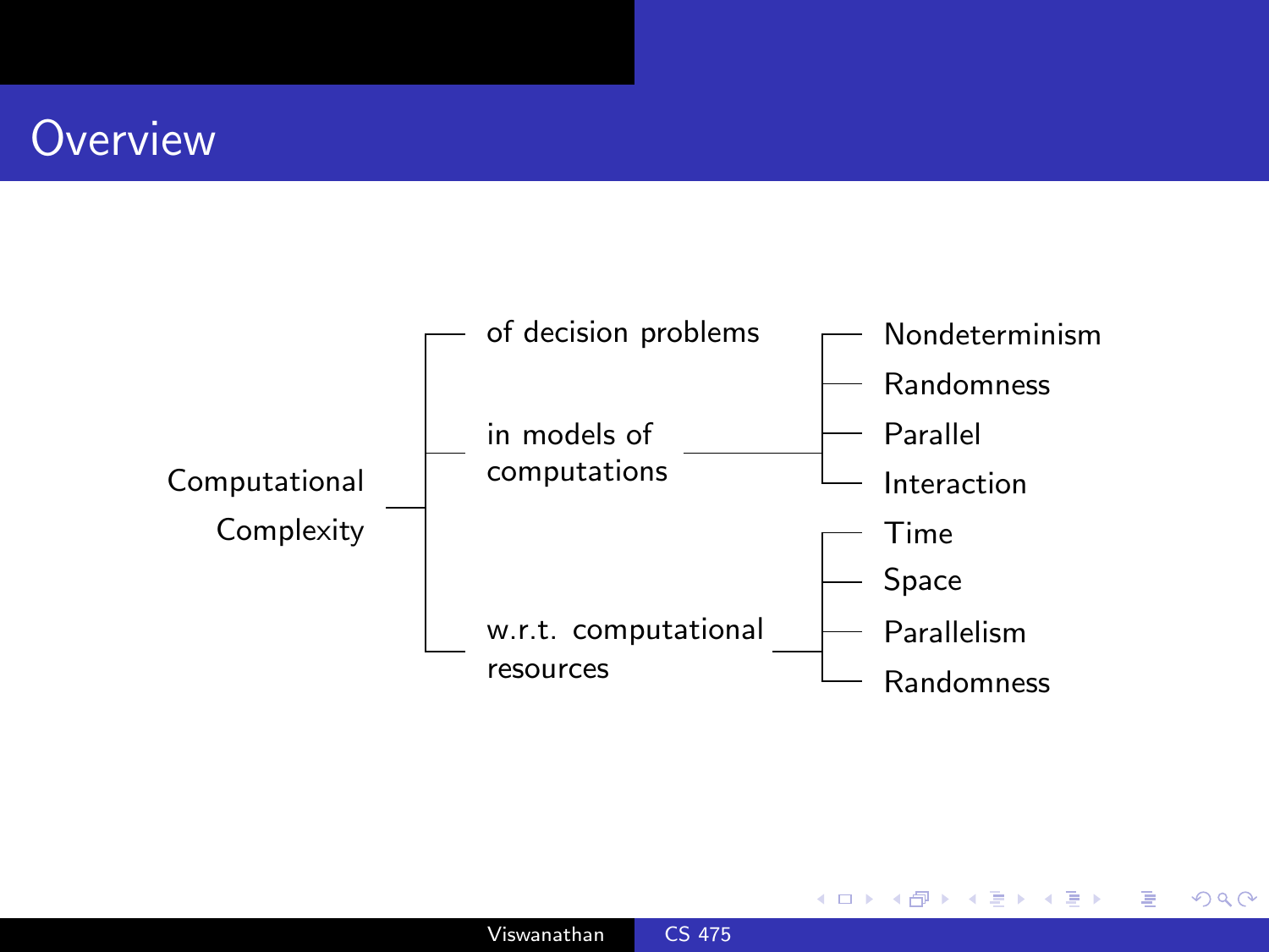# Overview

- Computational Complexity
  - of decision problems
  - in models of computations
    - Nondeterminism
    - Randomness
    - Parallel
    - Interaction
  - w.r.t. computational resources
    - Time
    - Space
    - Parallelism
    - Randomness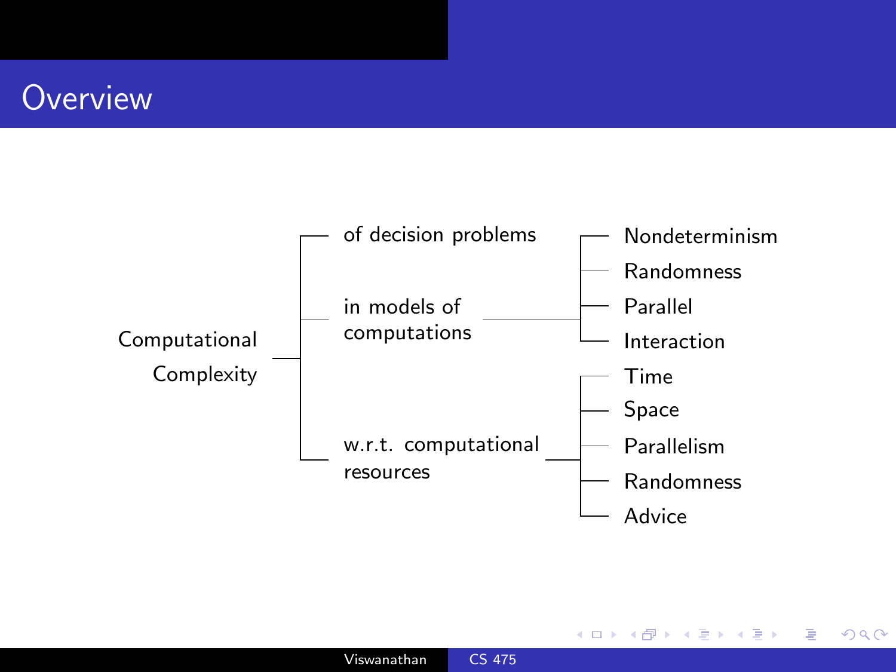# Overview

- Computational Complexity
  - of decision problems
  - in models of computations
    - Nondeterminism
    - Randomness
    - Parallel
    - Interaction
  - w.r.t. computational resources
    - Time
    - Space
    - Parallelism
    - Randomness
    - Advice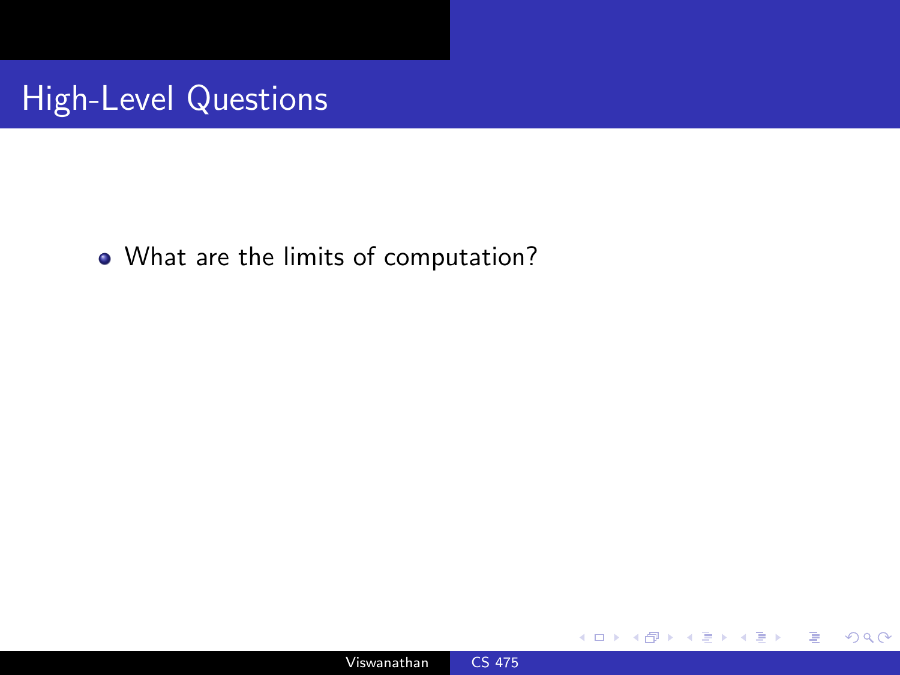# High-Level Questions

- What are the limits of computation?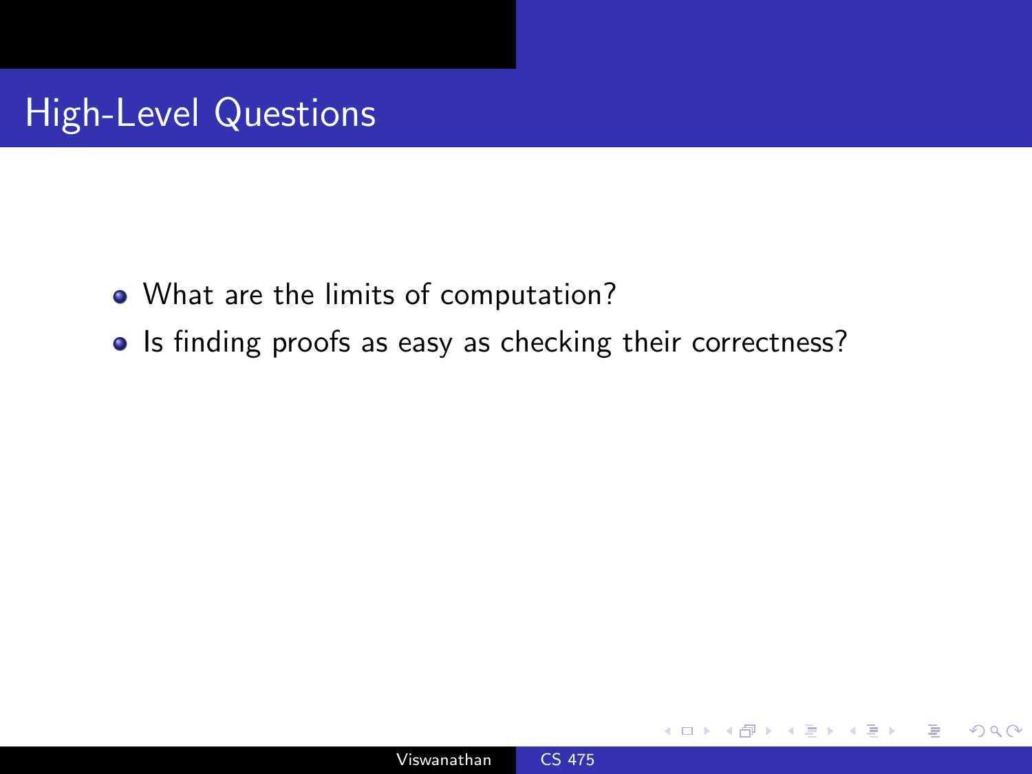# High-Level Questions

- What are the limits of computation?
- Is finding proofs as easy as checking their correctness?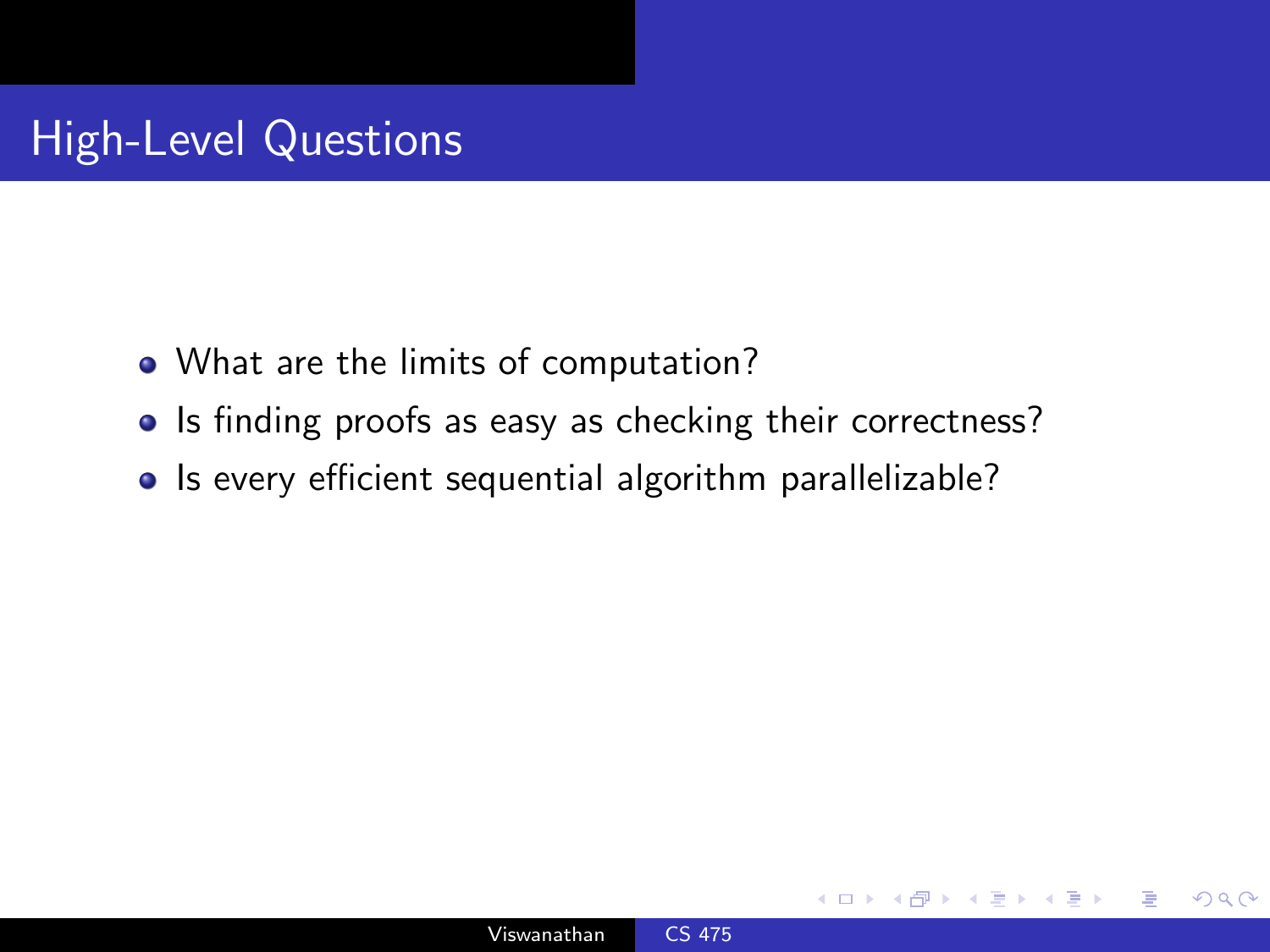# High-Level Questions

- What are the limits of computation?
- Is finding proofs as easy as checking their correctness?
- Is every efficient sequential algorithm parallelizable?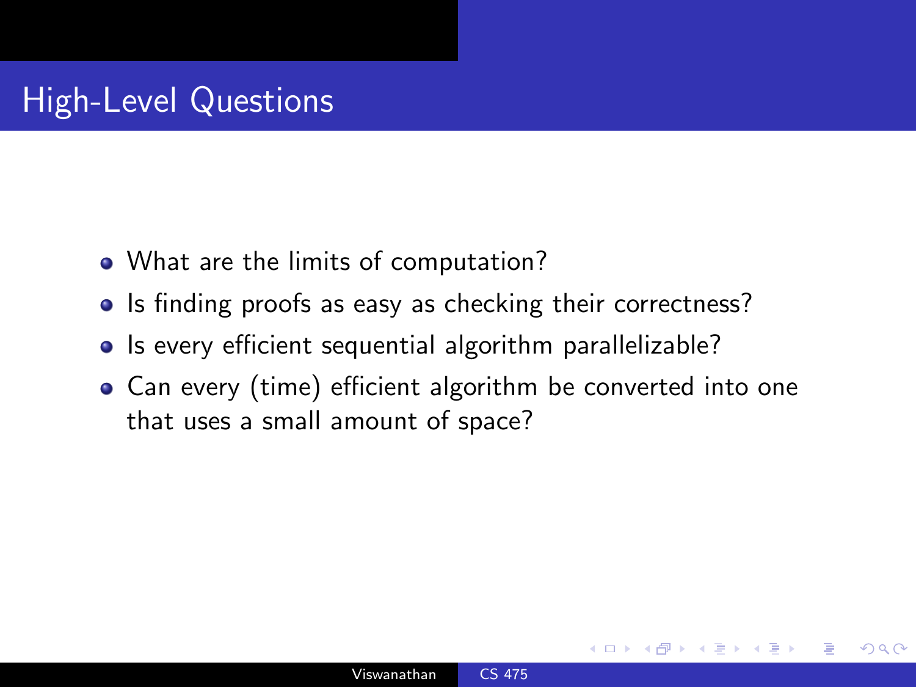# High-Level Questions

- What are the limits of computation?
- Is finding proofs as easy as checking their correctness?
- Is every efficient sequential algorithm parallelizable?
- Can every (time) efficient algorithm be converted into one that uses a small amount of space?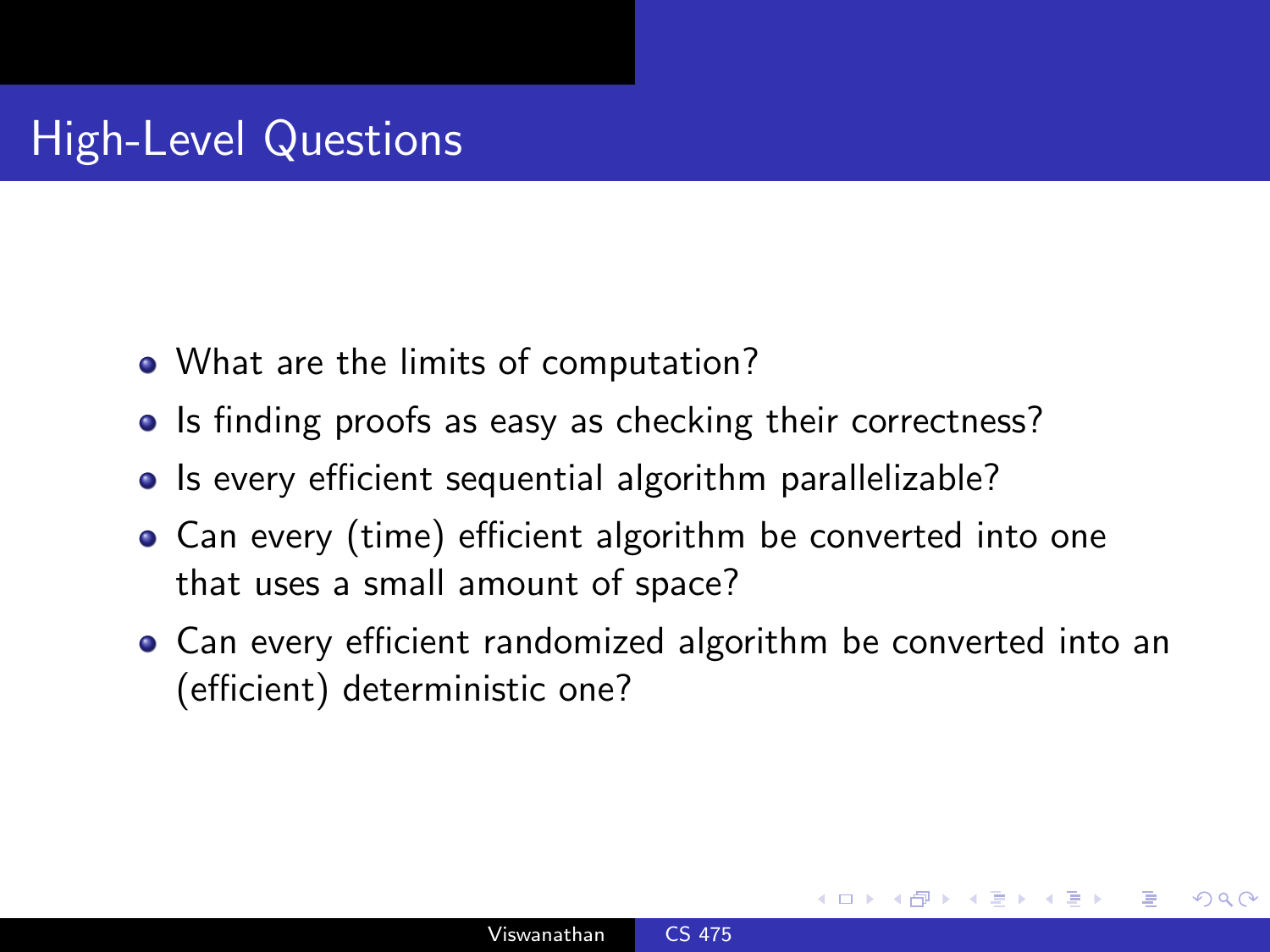# High-Level Questions

- What are the limits of computation?
- Is finding proofs as easy as checking their correctness?
- Is every efficient sequential algorithm parallelizable?
- Can every (time) efficient algorithm be converted into one that uses a small amount of space?
- Can every efficient randomized algorithm be converted into an (efficient) deterministic one?